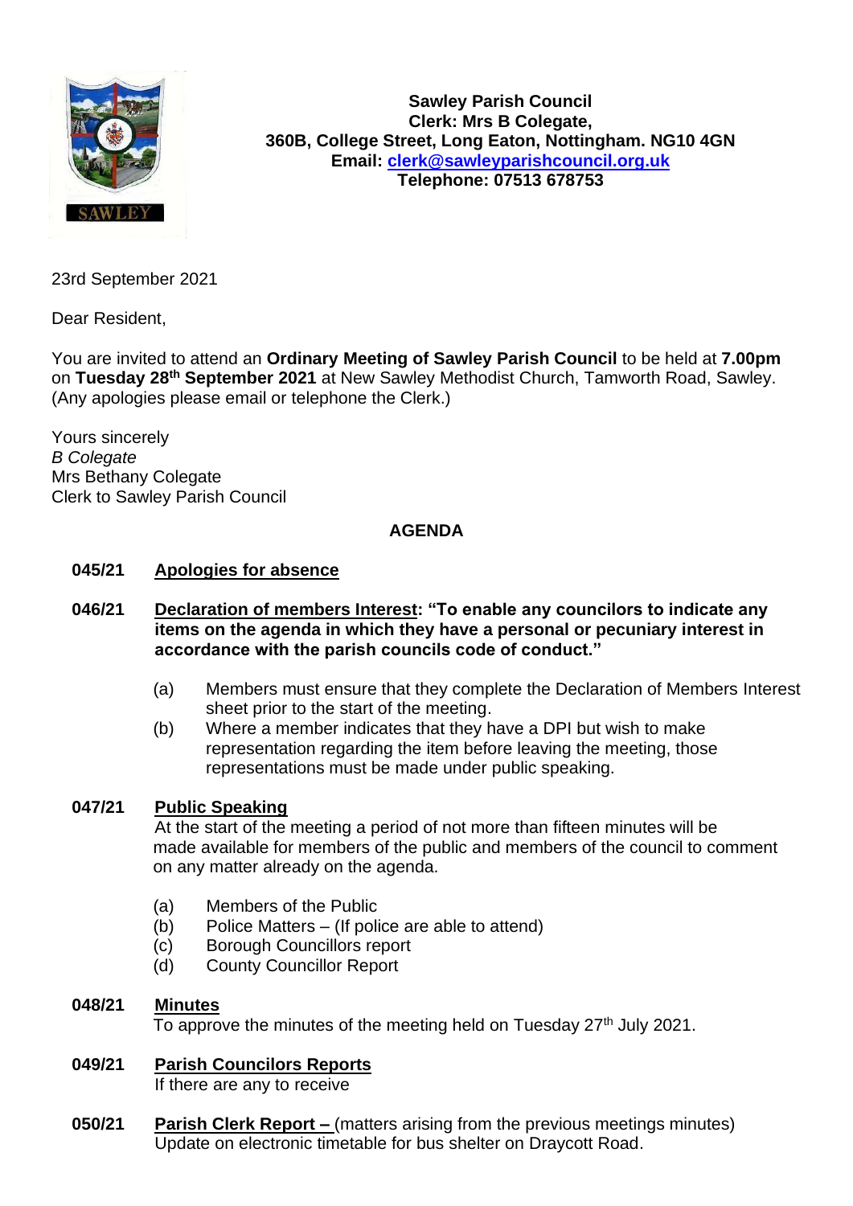**Sawley Parish Council**
**Clerk: Mrs B Colegate,**
**360B, College Street, Long Eaton, Nottingham. NG10 4GN**
**Email: clerk@sawleyparishcouncil.org.uk**
**Telephone: 07513 678753**

23rd September 2021

Dear Resident,

You are invited to attend an **Ordinary Meeting of Sawley Parish Council** to be held at **7.00pm** on **Tuesday 28th September 2021** at New Sawley Methodist Church, Tamworth Road, Sawley. (Any apologies please email or telephone the Clerk.)

Yours sincerely
*B Colegate*
Mrs Bethany Colegate
Clerk to Sawley Parish Council

## AGENDA

**045/21** **Apologies for absence**

**046/21** **Declaration of members Interest: "To enable any councilors to indicate any items on the agenda in which they have a personal or pecuniary interest in accordance with the parish councils code of conduct."**

(a) Members must ensure that they complete the Declaration of Members Interest sheet prior to the start of the meeting.
(b) Where a member indicates that they have a DPI but wish to make representation regarding the item before leaving the meeting, those representations must be made under public speaking.

**047/21** **Public Speaking**
At the start of the meeting a period of not more than fifteen minutes will be made available for members of the public and members of the council to comment on any matter already on the agenda.

(a) Members of the Public
(b) Police Matters – (If police are able to attend)
(c) Borough Councillors report
(d) County Councillor Report

**048/21** **Minutes**
To approve the minutes of the meeting held on Tuesday 27th July 2021.

**049/21** **Parish Councilors Reports**
If there are any to receive

**050/21** **Parish Clerk Report –** (matters arising from the previous meetings minutes)
Update on electronic timetable for bus shelter on Draycott Road.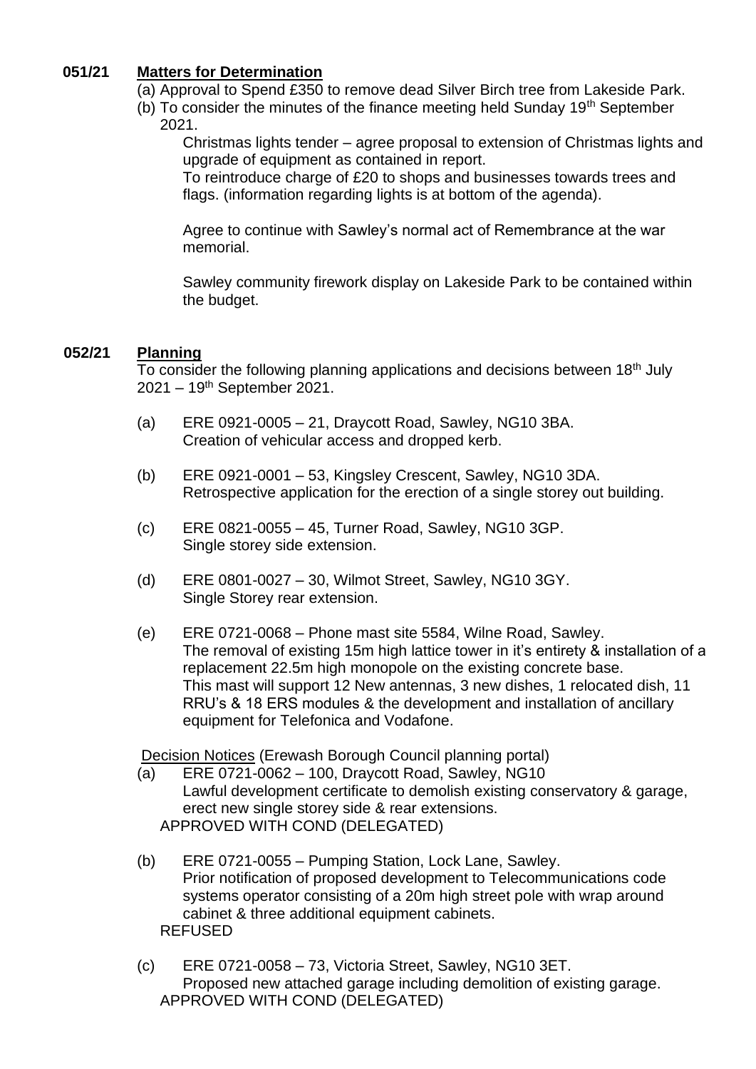## 051/21 Matters for Determination

(a) Approval to Spend £350 to remove dead Silver Birch tree from Lakeside Park.

(b) To consider the minutes of the finance meeting held Sunday 19th September 2021.

Christmas lights tender – agree proposal to extension of Christmas lights and upgrade of equipment as contained in report.
To reintroduce charge of £20 to shops and businesses towards trees and flags. (information regarding lights is at bottom of the agenda).

Agree to continue with Sawley's normal act of Remembrance at the war memorial.

Sawley community firework display on Lakeside Park to be contained within the budget.

## 052/21 Planning

To consider the following planning applications and decisions between 18th July 2021 – 19th September 2021.

(a) ERE 0921-0005 – 21, Draycott Road, Sawley, NG10 3BA.
Creation of vehicular access and dropped kerb.

(b) ERE 0921-0001 – 53, Kingsley Crescent, Sawley, NG10 3DA.
Retrospective application for the erection of a single storey out building.

(c) ERE 0821-0055 – 45, Turner Road, Sawley, NG10 3GP.
Single storey side extension.

(d) ERE 0801-0027 – 30, Wilmot Street, Sawley, NG10 3GY.
Single Storey rear extension.

(e) ERE 0721-0068 – Phone mast site 5584, Wilne Road, Sawley.
The removal of existing 15m high lattice tower in it's entirety & installation of a replacement 22.5m high monopole on the existing concrete base.
This mast will support 12 New antennas, 3 new dishes, 1 relocated dish, 11 RRU's & 18 ERS modules & the development and installation of ancillary equipment for Telefonica and Vodafone.

Decision Notices (Erewash Borough Council planning portal)

(a) ERE 0721-0062 – 100, Draycott Road, Sawley, NG10
Lawful development certificate to demolish existing conservatory & garage, erect new single storey side & rear extensions.
APPROVED WITH COND (DELEGATED)

(b) ERE 0721-0055 – Pumping Station, Lock Lane, Sawley.
Prior notification of proposed development to Telecommunications code systems operator consisting of a 20m high street pole with wrap around cabinet & three additional equipment cabinets.
REFUSED

(c) ERE 0721-0058 – 73, Victoria Street, Sawley, NG10 3ET.
Proposed new attached garage including demolition of existing garage.
APPROVED WITH COND (DELEGATED)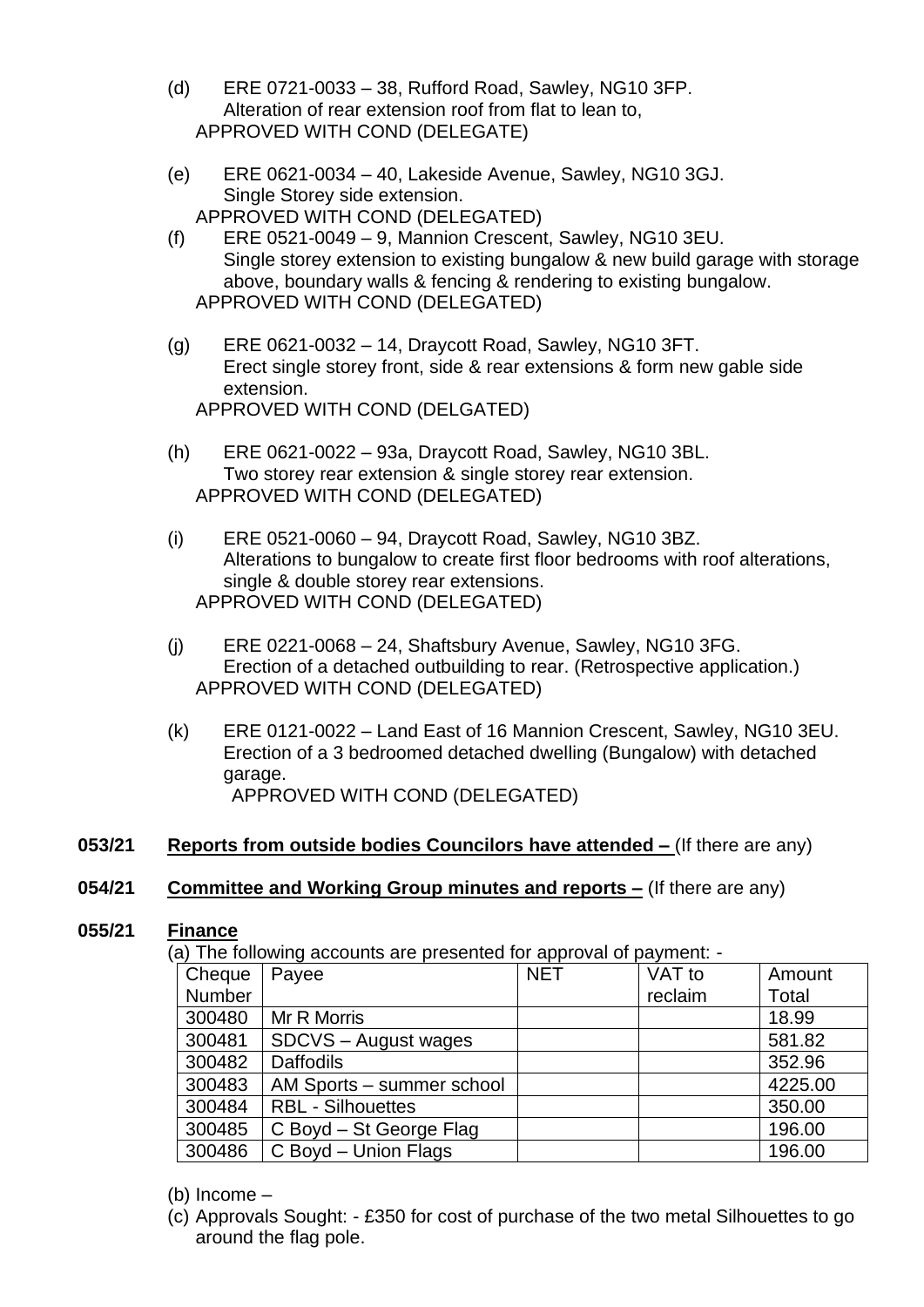(d) ERE 0721-0033 – 38, Rufford Road, Sawley, NG10 3FP.
Alteration of rear extension roof from flat to lean to,
APPROVED WITH COND (DELEGATE)

(e) ERE 0621-0034 – 40, Lakeside Avenue, Sawley, NG10 3GJ.
Single Storey side extension.
APPROVED WITH COND (DELEGATED)

(f) ERE 0521-0049 – 9, Mannion Crescent, Sawley, NG10 3EU.
Single storey extension to existing bungalow & new build garage with storage above, boundary walls & fencing & rendering to existing bungalow.
APPROVED WITH COND (DELEGATED)

(g) ERE 0621-0032 – 14, Draycott Road, Sawley, NG10 3FT.
Erect single storey front, side & rear extensions & form new gable side extension.
APPROVED WITH COND (DELGATED)

(h) ERE 0621-0022 – 93a, Draycott Road, Sawley, NG10 3BL.
Two storey rear extension & single storey rear extension.
APPROVED WITH COND (DELEGATED)

(i) ERE 0521-0060 – 94, Draycott Road, Sawley, NG10 3BZ.
Alterations to bungalow to create first floor bedrooms with roof alterations, single & double storey rear extensions.
APPROVED WITH COND (DELEGATED)

(j) ERE 0221-0068 – 24, Shaftsbury Avenue, Sawley, NG10 3FG.
Erection of a detached outbuilding to rear. (Retrospective application.)
APPROVED WITH COND (DELEGATED)

(k) ERE 0121-0022 – Land East of 16 Mannion Crescent, Sawley, NG10 3EU.
Erection of a 3 bedroomed detached dwelling (Bungalow) with detached garage.
APPROVED WITH COND (DELEGATED)

**053/21 Reports from outside bodies Councilors have attended –** (If there are any)

**054/21 Committee and Working Group minutes and reports –** (If there are any)

**055/21 Finance**

(a) The following accounts are presented for approval of payment: -

| Cheque Number | Payee | NET | VAT to reclaim | Amount Total |
|---|---|---|---|---|
| 300480 | Mr R Morris | | | 18.99 |
| 300481 | SDCVS – August wages | | | 581.82 |
| 300482 | Daffodils | | | 352.96 |
| 300483 | AM Sports – summer school | | | 4225.00 |
| 300484 | RBL - Silhouettes | | | 350.00 |
| 300485 | C Boyd – St George Flag | | | 196.00 |
| 300486 | C Boyd – Union Flags | | | 196.00 |

(b) Income –

(c) Approvals Sought: - £350 for cost of purchase of the two metal Silhouettes to go around the flag pole.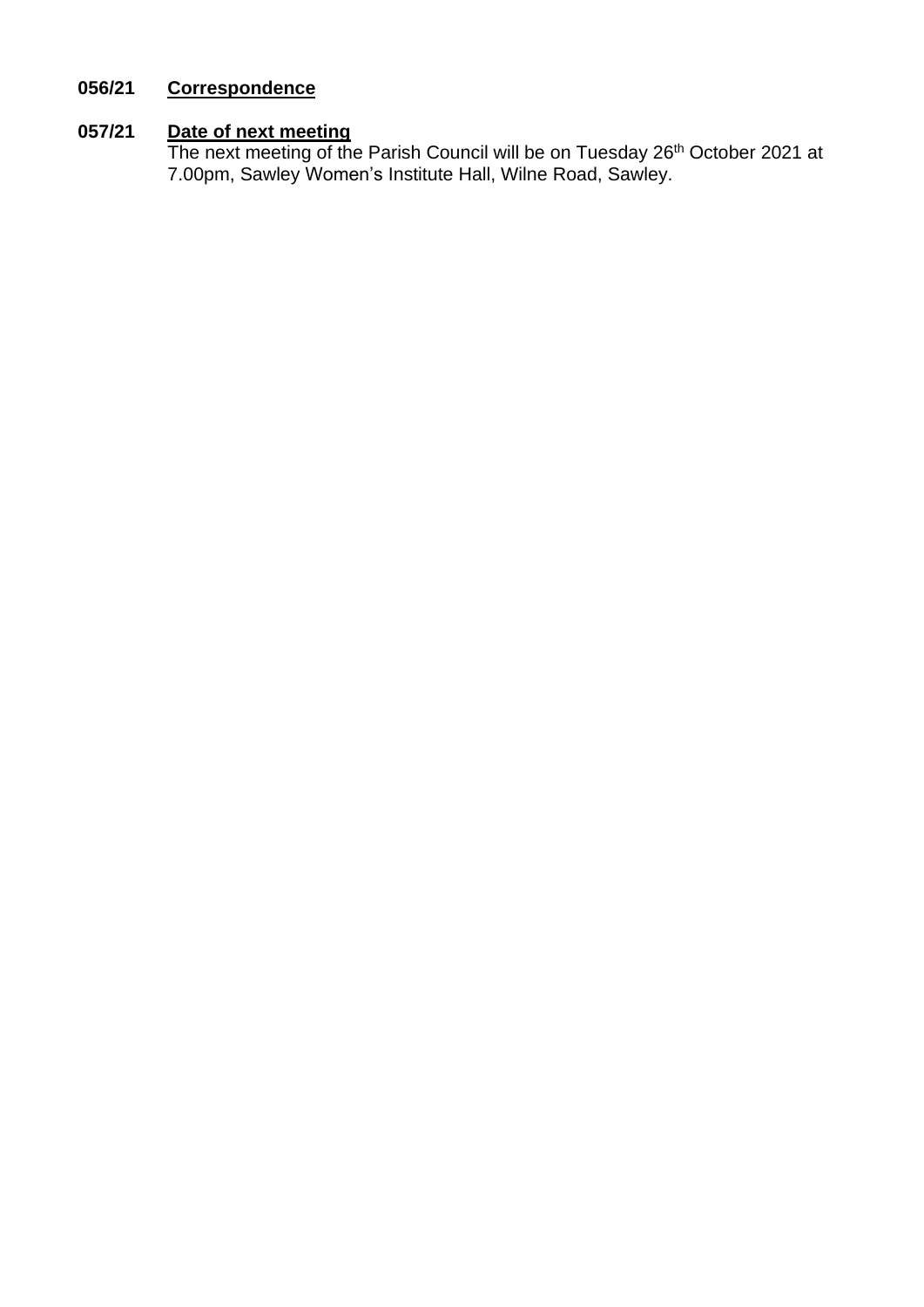**056/21 <u>Correspondence</u>**

**057/21 <u>Date of next meeting</u>**

The next meeting of the Parish Council will be on Tuesday 26th October 2021 at 7.00pm, Sawley Women's Institute Hall, Wilne Road, Sawley.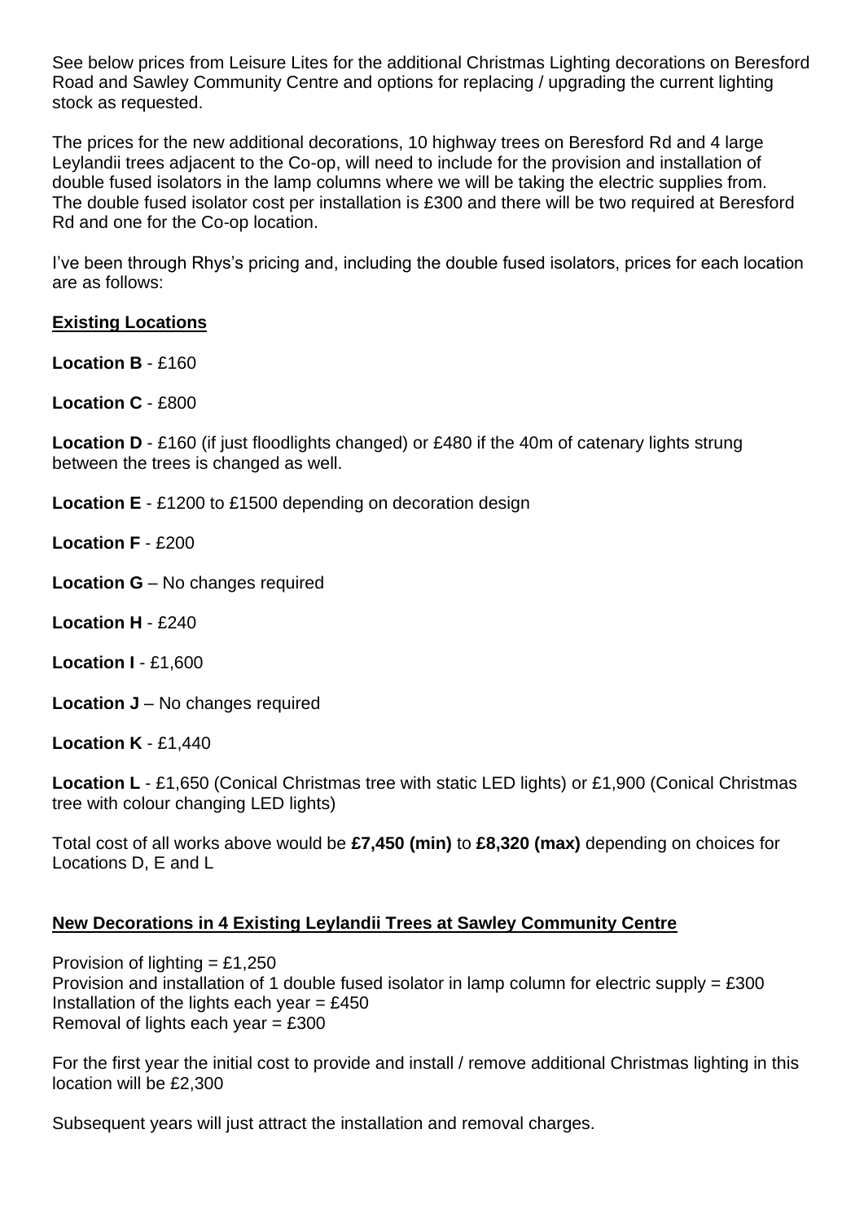See below prices from Leisure Lites for the additional Christmas Lighting decorations on Beresford Road and Sawley Community Centre and options for replacing / upgrading the current lighting stock as requested.

The prices for the new additional decorations, 10 highway trees on Beresford Rd and 4 large Leylandii trees adjacent to the Co-op, will need to include for the provision and installation of double fused isolators in the lamp columns where we will be taking the electric supplies from. The double fused isolator cost per installation is £300 and there will be two required at Beresford Rd and one for the Co-op location.

I've been through Rhys's pricing and, including the double fused isolators, prices for each location are as follows:

**Existing Locations**

**Location B** - £160

**Location C** - £800

**Location D** - £160 (if just floodlights changed) or £480 if the 40m of catenary lights strung between the trees is changed as well.

**Location E** - £1200 to £1500 depending on decoration design

**Location F** - £200

**Location G** – No changes required

**Location H** - £240

**Location I** - £1,600

**Location J** – No changes required

**Location K** - £1,440

**Location L** - £1,650 (Conical Christmas tree with static LED lights) or £1,900 (Conical Christmas tree with colour changing LED lights)

Total cost of all works above would be **£7,450 (min)** to **£8,320 (max)** depending on choices for Locations D, E and L

**New Decorations in 4 Existing Leylandii Trees at Sawley Community Centre**

Provision of lighting = £1,250
Provision and installation of 1 double fused isolator in lamp column for electric supply = £300
Installation of the lights each year = £450
Removal of lights each year = £300

For the first year the initial cost to provide and install / remove additional Christmas lighting in this location will be £2,300

Subsequent years will just attract the installation and removal charges.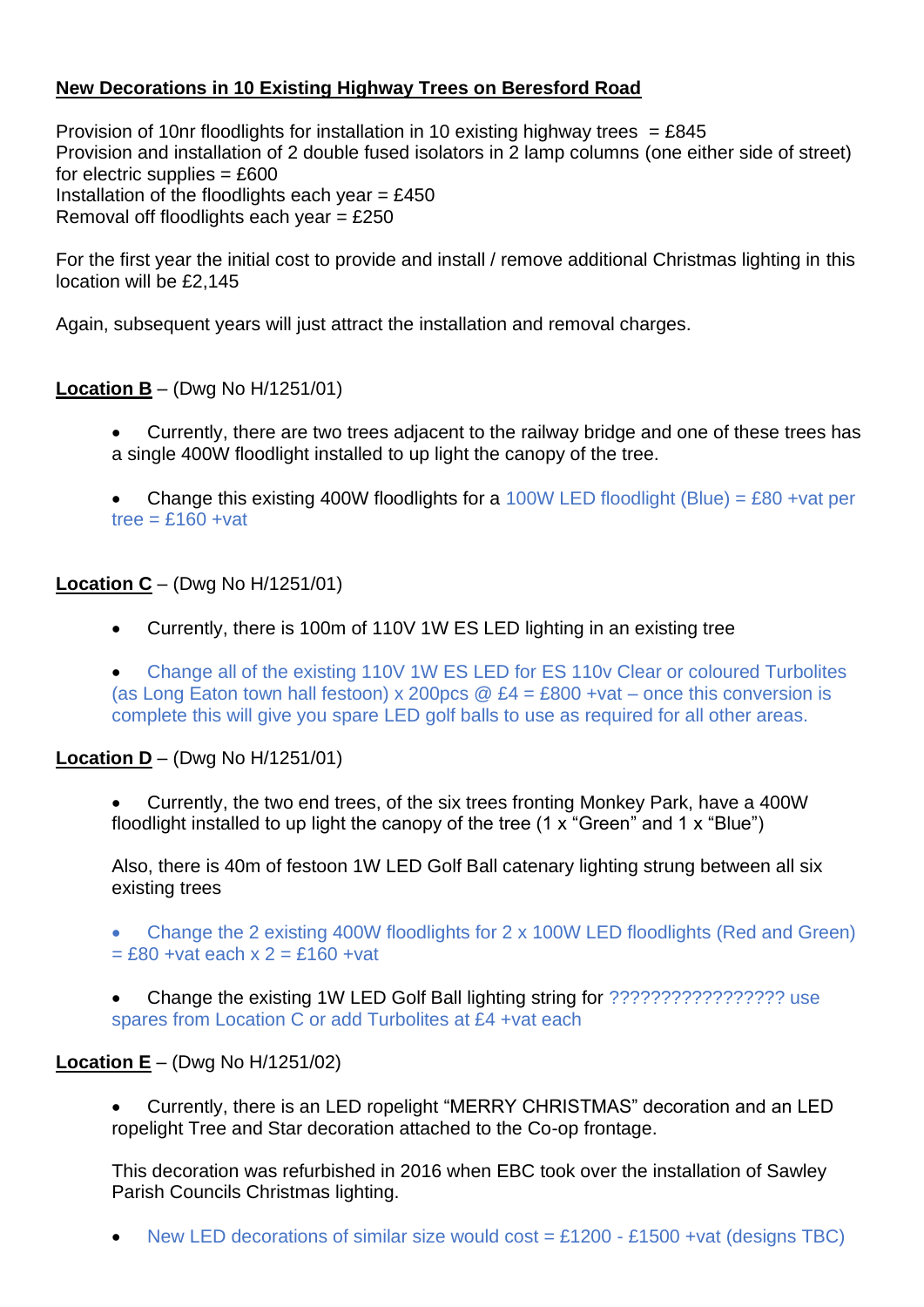**New Decorations in 10 Existing Highway Trees on Beresford Road**

Provision of 10nr floodlights for installation in 10 existing highway trees = £845
Provision and installation of 2 double fused isolators in 2 lamp columns (one either side of street) for electric supplies = £600
Installation of the floodlights each year = £450
Removal off floodlights each year = £250

For the first year the initial cost to provide and install / remove additional Christmas lighting in this location will be £2,145

Again, subsequent years will just attract the installation and removal charges.

**Location B** – (Dwg No H/1251/01)

- Currently, there are two trees adjacent to the railway bridge and one of these trees has a single 400W floodlight installed to up light the canopy of the tree.

- Change this existing 400W floodlights for a 100W LED floodlight (Blue) = £80 +vat per tree = £160 +vat

**Location C** – (Dwg No H/1251/01)

- Currently, there is 100m of 110V 1W ES LED lighting in an existing tree

- Change all of the existing 110V 1W ES LED for ES 110v Clear or coloured Turbolites (as Long Eaton town hall festoon) x 200pcs @ £4 = £800 +vat – once this conversion is complete this will give you spare LED golf balls to use as required for all other areas.

**Location D** – (Dwg No H/1251/01)

- Currently, the two end trees, of the six trees fronting Monkey Park, have a 400W floodlight installed to up light the canopy of the tree (1 x "Green" and 1 x "Blue")

  Also, there is 40m of festoon 1W LED Golf Ball catenary lighting strung between all six existing trees

- Change the 2 existing 400W floodlights for 2 x 100W LED floodlights (Red and Green) = £80 +vat each x 2 = £160 +vat

- Change the existing 1W LED Golf Ball lighting string for ????????????????? use spares from Location C or add Turbolites at £4 +vat each

**Location E** – (Dwg No H/1251/02)

- Currently, there is an LED ropelight "MERRY CHRISTMAS" decoration and an LED ropelight Tree and Star decoration attached to the Co-op frontage.

  This decoration was refurbished in 2016 when EBC took over the installation of Sawley Parish Councils Christmas lighting.

- New LED decorations of similar size would cost = £1200 - £1500 +vat (designs TBC)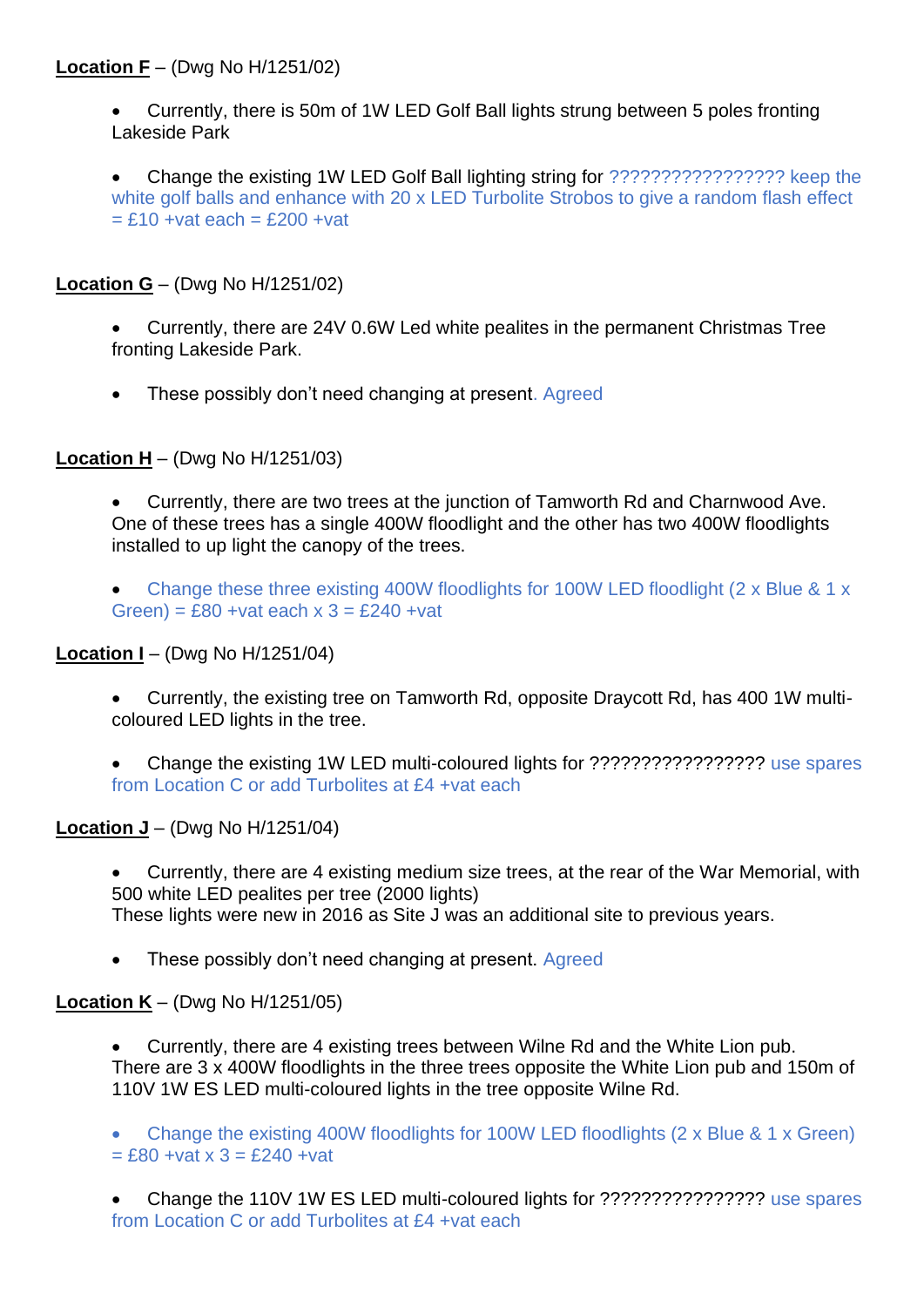**Location F** – (Dwg No H/1251/02)

- Currently, there is 50m of 1W LED Golf Ball lights strung between 5 poles fronting Lakeside Park

- Change the existing 1W LED Golf Ball lighting string for ????????????????? keep the white golf balls and enhance with 20 x LED Turbolite Strobos to give a random flash effect = £10 +vat each = £200 +vat

**Location G** – (Dwg No H/1251/02)

- Currently, there are 24V 0.6W Led white pealites in the permanent Christmas Tree fronting Lakeside Park.

- These possibly don't need changing at present. Agreed

**Location H** – (Dwg No H/1251/03)

- Currently, there are two trees at the junction of Tamworth Rd and Charnwood Ave. One of these trees has a single 400W floodlight and the other has two 400W floodlights installed to up light the canopy of the trees.

- Change these three existing 400W floodlights for 100W LED floodlight (2 x Blue & 1 x Green) = £80 +vat each x 3 = £240 +vat

**Location I** – (Dwg No H/1251/04)

- Currently, the existing tree on Tamworth Rd, opposite Draycott Rd, has 400 1W multi-coloured LED lights in the tree.

- Change the existing 1W LED multi-coloured lights for ????????????????? use spares from Location C or add Turbolites at £4 +vat each

**Location J** – (Dwg No H/1251/04)

- Currently, there are 4 existing medium size trees, at the rear of the War Memorial, with 500 white LED pealites per tree (2000 lights)
These lights were new in 2016 as Site J was an additional site to previous years.

- These possibly don't need changing at present. Agreed

**Location K** – (Dwg No H/1251/05)

- Currently, there are 4 existing trees between Wilne Rd and the White Lion pub. There are 3 x 400W floodlights in the three trees opposite the White Lion pub and 150m of 110V 1W ES LED multi-coloured lights in the tree opposite Wilne Rd.

- Change the existing 400W floodlights for 100W LED floodlights (2 x Blue & 1 x Green) = £80 +vat x 3 = £240 +vat

- Change the 110V 1W ES LED multi-coloured lights for ???????????????? use spares from Location C or add Turbolites at £4 +vat each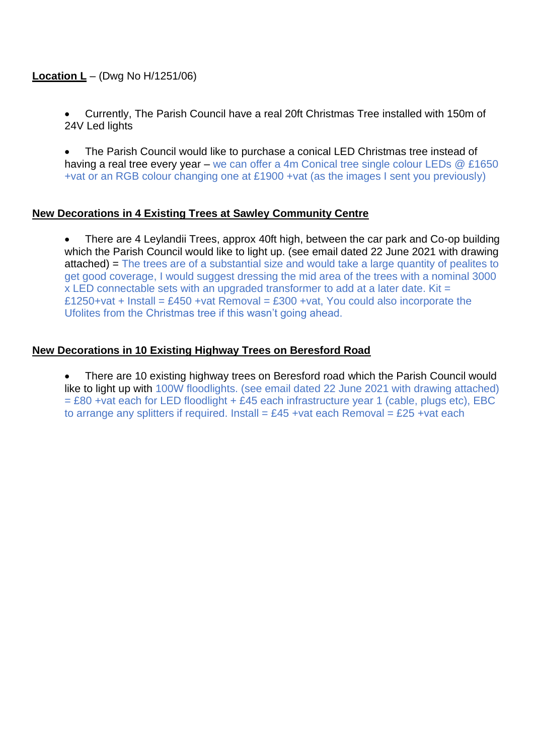**Location L** – (Dwg No H/1251/06)

- Currently, The Parish Council have a real 20ft Christmas Tree installed with 150m of 24V Led lights

- The Parish Council would like to purchase a conical LED Christmas tree instead of having a real tree every year – we can offer a 4m Conical tree single colour LEDs @ £1650 +vat or an RGB colour changing one at £1900 +vat (as the images I sent you previously)

**New Decorations in 4 Existing Trees at Sawley Community Centre**

- There are 4 Leylandii Trees, approx 40ft high, between the car park and Co-op building which the Parish Council would like to light up. (see email dated 22 June 2021 with drawing attached) = The trees are of a substantial size and would take a large quantity of pealites to get good coverage, I would suggest dressing the mid area of the trees with a nominal 3000 x LED connectable sets with an upgraded transformer to add at a later date. Kit = £1250+vat + Install = £450 +vat Removal = £300 +vat, You could also incorporate the Ufolites from the Christmas tree if this wasn't going ahead.

**New Decorations in 10 Existing Highway Trees on Beresford Road**

- There are 10 existing highway trees on Beresford road which the Parish Council would like to light up with 100W floodlights. (see email dated 22 June 2021 with drawing attached) = £80 +vat each for LED floodlight + £45 each infrastructure year 1 (cable, plugs etc), EBC to arrange any splitters if required. Install = £45 +vat each Removal = £25 +vat each